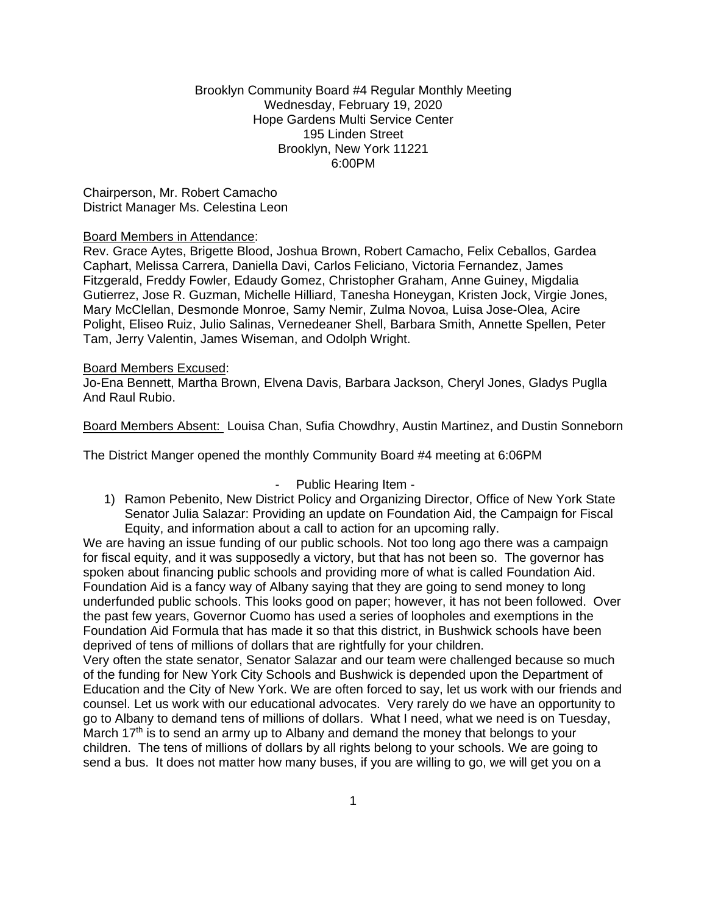Brooklyn Community Board #4 Regular Monthly Meeting
Wednesday, February 19, 2020
Hope Gardens Multi Service Center
195 Linden Street
Brooklyn, New York 11221
6:00PM

Chairperson, Mr. Robert Camacho
District Manager Ms. Celestina Leon

<u>Board Members in Attendance</u>:
Rev. Grace Aytes, Brigette Blood, Joshua Brown, Robert Camacho, Felix Ceballos, Gardea Caphart, Melissa Carrera, Daniella Davi, Carlos Feliciano, Victoria Fernandez, James Fitzgerald, Freddy Fowler, Edaudy Gomez, Christopher Graham, Anne Guiney, Migdalia Gutierrez, Jose R. Guzman, Michelle Hilliard, Tanesha Honeygan, Kristen Jock, Virgie Jones, Mary McClellan, Desmonde Monroe, Samy Nemir, Zulma Novoa, Luisa Jose-Olea, Acire Polight, Eliseo Ruiz, Julio Salinas, Vernedeaner Shell, Barbara Smith, Annette Spellen, Peter Tam, Jerry Valentin, James Wiseman, and Odolph Wright.

<u>Board Members Excused</u>:
Jo-Ena Bennett, Martha Brown, Elvena Davis, Barbara Jackson, Cheryl Jones, Gladys Puglla And Raul Rubio.

<u>Board Members Absent:</u> Louisa Chan, Sufia Chowdhry, Austin Martinez, and Dustin Sonneborn

The District Manger opened the monthly Community Board #4 meeting at 6:06PM

- Public Hearing Item -

1) Ramon Pebenito, New District Policy and Organizing Director, Office of New York State Senator Julia Salazar: Providing an update on Foundation Aid, the Campaign for Fiscal Equity, and information about a call to action for an upcoming rally.

We are having an issue funding of our public schools. Not too long ago there was a campaign for fiscal equity, and it was supposedly a victory, but that has not been so. The governor has spoken about financing public schools and providing more of what is called Foundation Aid. Foundation Aid is a fancy way of Albany saying that they are going to send money to long underfunded public schools. This looks good on paper; however, it has not been followed. Over the past few years, Governor Cuomo has used a series of loopholes and exemptions in the Foundation Aid Formula that has made it so that this district, in Bushwick schools have been deprived of tens of millions of dollars that are rightfully for your children.

Very often the state senator, Senator Salazar and our team were challenged because so much of the funding for New York City Schools and Bushwick is depended upon the Department of Education and the City of New York. We are often forced to say, let us work with our friends and counsel. Let us work with our educational advocates. Very rarely do we have an opportunity to go to Albany to demand tens of millions of dollars. What I need, what we need is on Tuesday, March 17th is to send an army up to Albany and demand the money that belongs to your children. The tens of millions of dollars by all rights belong to your schools. We are going to send a bus. It does not matter how many buses, if you are willing to go, we will get you on a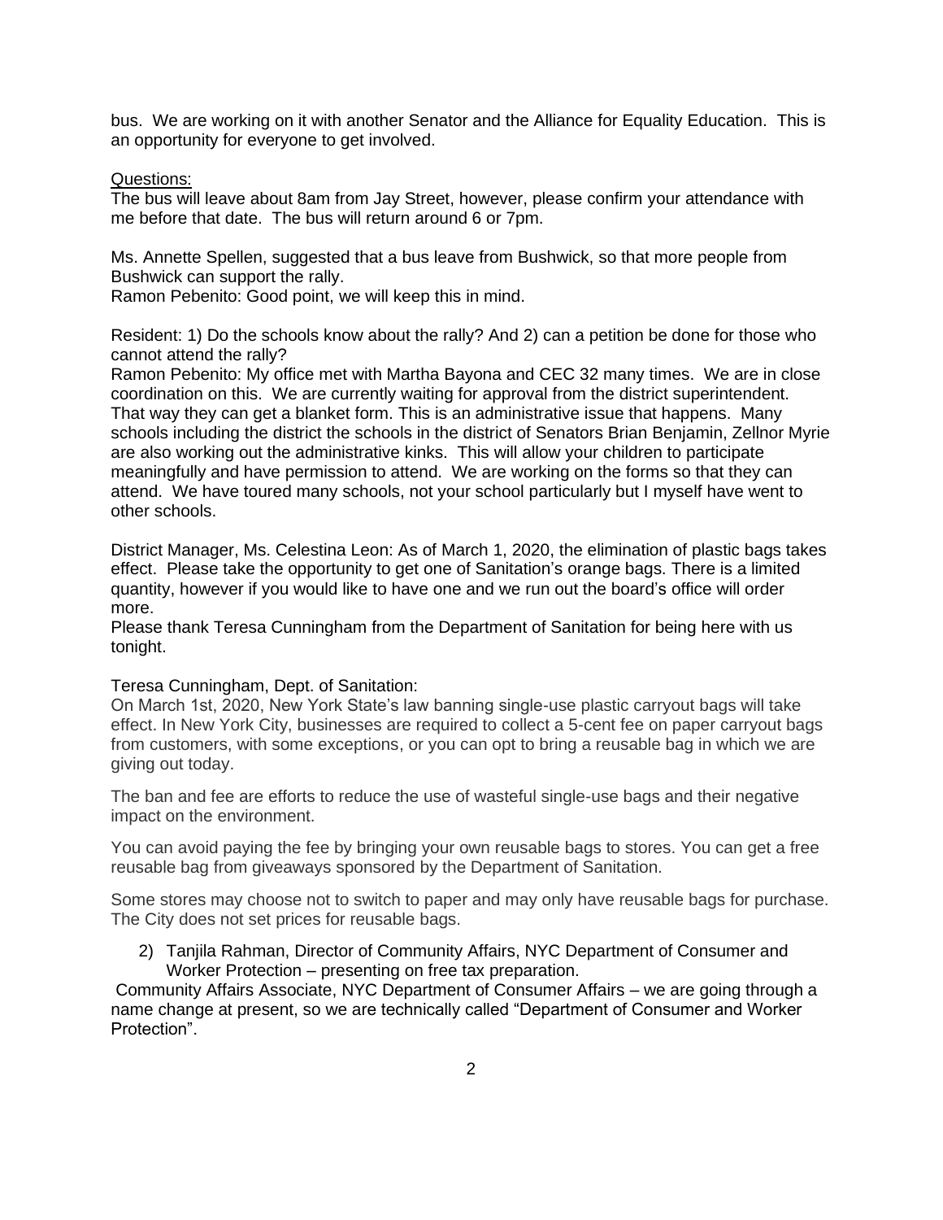bus. We are working on it with another Senator and the Alliance for Equality Education. This is an opportunity for everyone to get involved.

Questions:
The bus will leave about 8am from Jay Street, however, please confirm your attendance with me before that date. The bus will return around 6 or 7pm.

Ms. Annette Spellen, suggested that a bus leave from Bushwick, so that more people from Bushwick can support the rally.
Ramon Pebenito: Good point, we will keep this in mind.

Resident: 1) Do the schools know about the rally? And 2) can a petition be done for those who cannot attend the rally?
Ramon Pebenito: My office met with Martha Bayona and CEC 32 many times. We are in close coordination on this. We are currently waiting for approval from the district superintendent. That way they can get a blanket form. This is an administrative issue that happens. Many schools including the district the schools in the district of Senators Brian Benjamin, Zellnor Myrie are also working out the administrative kinks. This will allow your children to participate meaningfully and have permission to attend. We are working on the forms so that they can attend. We have toured many schools, not your school particularly but I myself have went to other schools.

District Manager, Ms. Celestina Leon: As of March 1, 2020, the elimination of plastic bags takes effect. Please take the opportunity to get one of Sanitation's orange bags. There is a limited quantity, however if you would like to have one and we run out the board's office will order more.
Please thank Teresa Cunningham from the Department of Sanitation for being here with us tonight.

Teresa Cunningham, Dept. of Sanitation:
On March 1st, 2020, New York State's law banning single-use plastic carryout bags will take effect. In New York City, businesses are required to collect a 5-cent fee on paper carryout bags from customers, with some exceptions, or you can opt to bring a reusable bag in which we are giving out today.

The ban and fee are efforts to reduce the use of wasteful single-use bags and their negative impact on the environment.

You can avoid paying the fee by bringing your own reusable bags to stores. You can get a free reusable bag from giveaways sponsored by the Department of Sanitation.

Some stores may choose not to switch to paper and may only have reusable bags for purchase. The City does not set prices for reusable bags.

2) Tanjila Rahman, Director of Community Affairs, NYC Department of Consumer and Worker Protection – presenting on free tax preparation.

Community Affairs Associate, NYC Department of Consumer Affairs – we are going through a name change at present, so we are technically called "Department of Consumer and Worker Protection".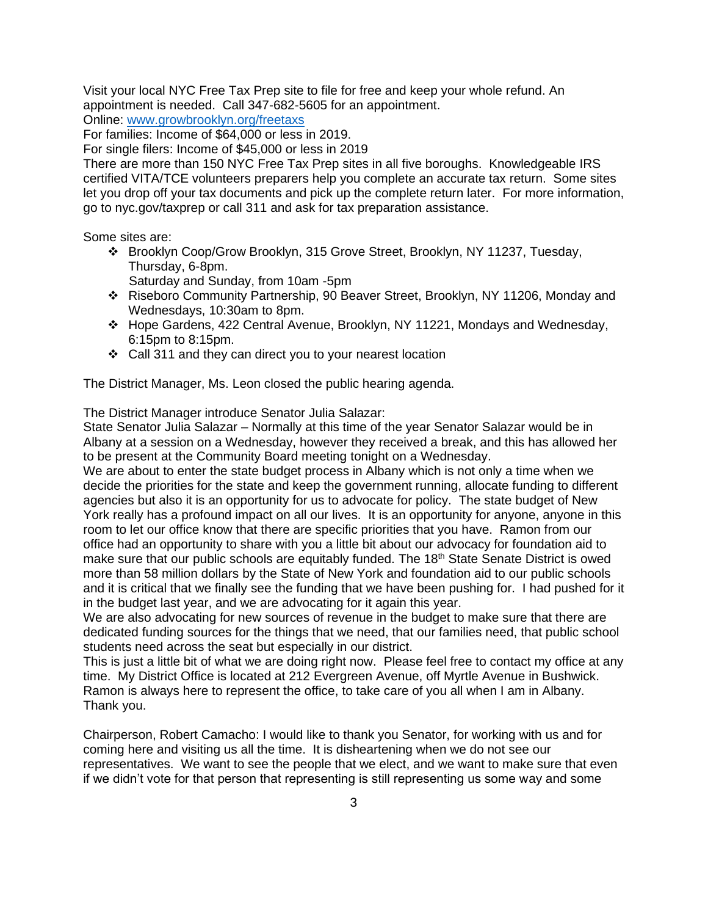Visit your local NYC Free Tax Prep site to file for free and keep your whole refund. An appointment is needed. Call 347-682-5605 for an appointment.
Online: [www.growbrooklyn.org/freetaxs](www.growbrooklyn.org/freetaxs)
For families: Income of $64,000 or less in 2019.
For single filers: Income of $45,000 or less in 2019
There are more than 150 NYC Free Tax Prep sites in all five boroughs. Knowledgeable IRS certified VITA/TCE volunteers preparers help you complete an accurate tax return. Some sites let you drop off your tax documents and pick up the complete return later. For more information, go to nyc.gov/taxprep or call 311 and ask for tax preparation assistance.

Some sites are:

- Brooklyn Coop/Grow Brooklyn, 315 Grove Street, Brooklyn, NY 11237, Tuesday, Thursday, 6-8pm.
  Saturday and Sunday, from 10am -5pm
- Riseboro Community Partnership, 90 Beaver Street, Brooklyn, NY 11206, Monday and Wednesdays, 10:30am to 8pm.
- Hope Gardens, 422 Central Avenue, Brooklyn, NY 11221, Mondays and Wednesday, 6:15pm to 8:15pm.
- Call 311 and they can direct you to your nearest location

The District Manager, Ms. Leon closed the public hearing agenda.

The District Manager introduce Senator Julia Salazar:
State Senator Julia Salazar – Normally at this time of the year Senator Salazar would be in Albany at a session on a Wednesday, however they received a break, and this has allowed her to be present at the Community Board meeting tonight on a Wednesday.
We are about to enter the state budget process in Albany which is not only a time when we decide the priorities for the state and keep the government running, allocate funding to different agencies but also it is an opportunity for us to advocate for policy. The state budget of New York really has a profound impact on all our lives. It is an opportunity for anyone, anyone in this room to let our office know that there are specific priorities that you have. Ramon from our office had an opportunity to share with you a little bit about our advocacy for foundation aid to make sure that our public schools are equitably funded. The 18th State Senate District is owed more than 58 million dollars by the State of New York and foundation aid to our public schools and it is critical that we finally see the funding that we have been pushing for. I had pushed for it in the budget last year, and we are advocating for it again this year.
We are also advocating for new sources of revenue in the budget to make sure that there are dedicated funding sources for the things that we need, that our families need, that public school students need across the seat but especially in our district.
This is just a little bit of what we are doing right now. Please feel free to contact my office at any time. My District Office is located at 212 Evergreen Avenue, off Myrtle Avenue in Bushwick. Ramon is always here to represent the office, to take care of you all when I am in Albany. Thank you.

Chairperson, Robert Camacho: I would like to thank you Senator, for working with us and for coming here and visiting us all the time. It is disheartening when we do not see our representatives. We want to see the people that we elect, and we want to make sure that even if we didn't vote for that person that representing is still representing us some way and some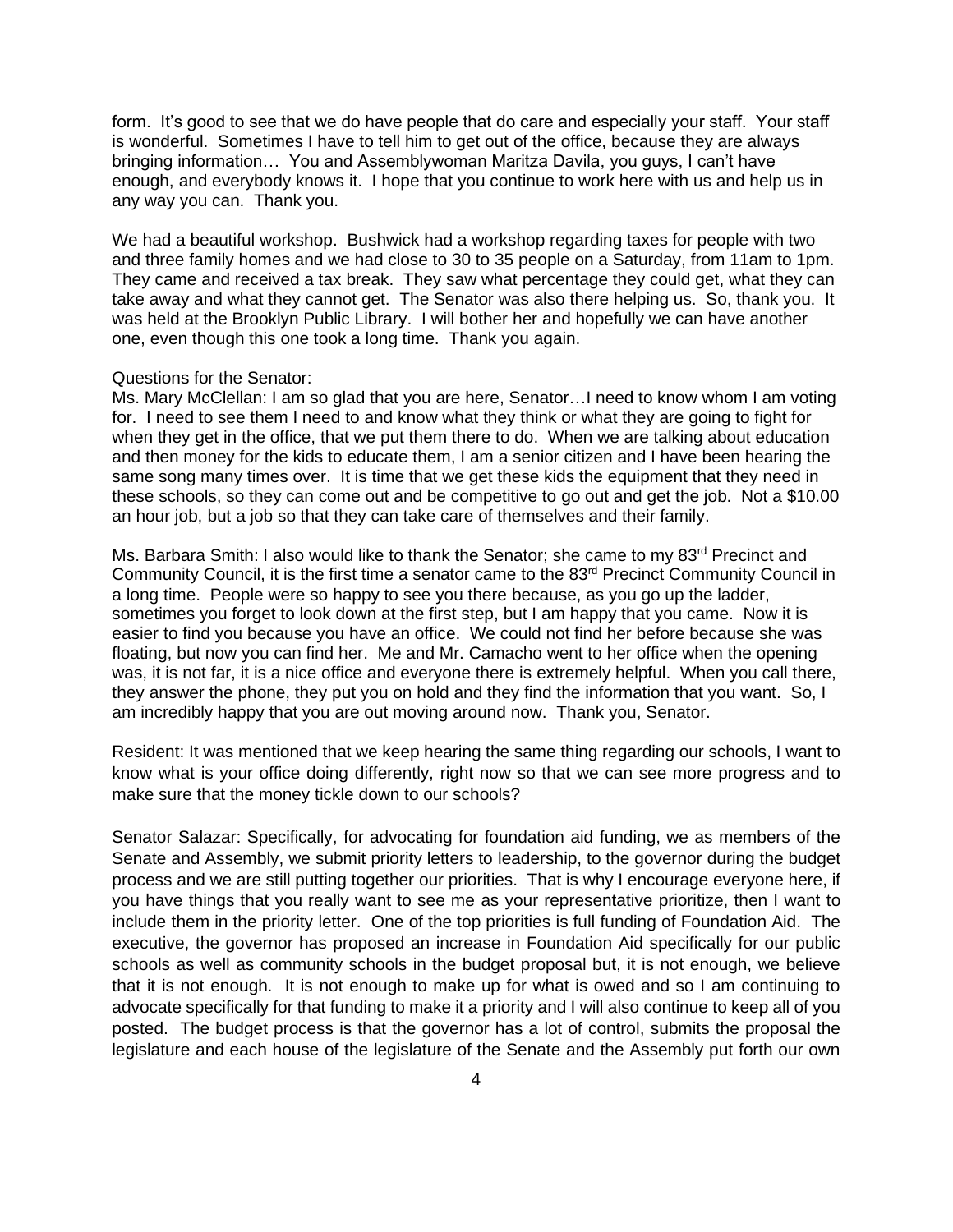form. It's good to see that we do have people that do care and especially your staff. Your staff is wonderful. Sometimes I have to tell him to get out of the office, because they are always bringing information… You and Assemblywoman Maritza Davila, you guys, I can't have enough, and everybody knows it. I hope that you continue to work here with us and help us in any way you can. Thank you.

We had a beautiful workshop. Bushwick had a workshop regarding taxes for people with two and three family homes and we had close to 30 to 35 people on a Saturday, from 11am to 1pm. They came and received a tax break. They saw what percentage they could get, what they can take away and what they cannot get. The Senator was also there helping us. So, thank you. It was held at the Brooklyn Public Library. I will bother her and hopefully we can have another one, even though this one took a long time. Thank you again.

Questions for the Senator:
Ms. Mary McClellan: I am so glad that you are here, Senator…I need to know whom I am voting for. I need to see them I need to and know what they think or what they are going to fight for when they get in the office, that we put them there to do. When we are talking about education and then money for the kids to educate them, I am a senior citizen and I have been hearing the same song many times over. It is time that we get these kids the equipment that they need in these schools, so they can come out and be competitive to go out and get the job. Not a $10.00 an hour job, but a job so that they can take care of themselves and their family.

Ms. Barbara Smith: I also would like to thank the Senator; she came to my 83rd Precinct and Community Council, it is the first time a senator came to the 83rd Precinct Community Council in a long time. People were so happy to see you there because, as you go up the ladder, sometimes you forget to look down at the first step, but I am happy that you came. Now it is easier to find you because you have an office. We could not find her before because she was floating, but now you can find her. Me and Mr. Camacho went to her office when the opening was, it is not far, it is a nice office and everyone there is extremely helpful. When you call there, they answer the phone, they put you on hold and they find the information that you want. So, I am incredibly happy that you are out moving around now. Thank you, Senator.

Resident: It was mentioned that we keep hearing the same thing regarding our schools, I want to know what is your office doing differently, right now so that we can see more progress and to make sure that the money tickle down to our schools?

Senator Salazar: Specifically, for advocating for foundation aid funding, we as members of the Senate and Assembly, we submit priority letters to leadership, to the governor during the budget process and we are still putting together our priorities. That is why I encourage everyone here, if you have things that you really want to see me as your representative prioritize, then I want to include them in the priority letter. One of the top priorities is full funding of Foundation Aid. The executive, the governor has proposed an increase in Foundation Aid specifically for our public schools as well as community schools in the budget proposal but, it is not enough, we believe that it is not enough. It is not enough to make up for what is owed and so I am continuing to advocate specifically for that funding to make it a priority and I will also continue to keep all of you posted. The budget process is that the governor has a lot of control, submits the proposal the legislature and each house of the legislature of the Senate and the Assembly put forth our own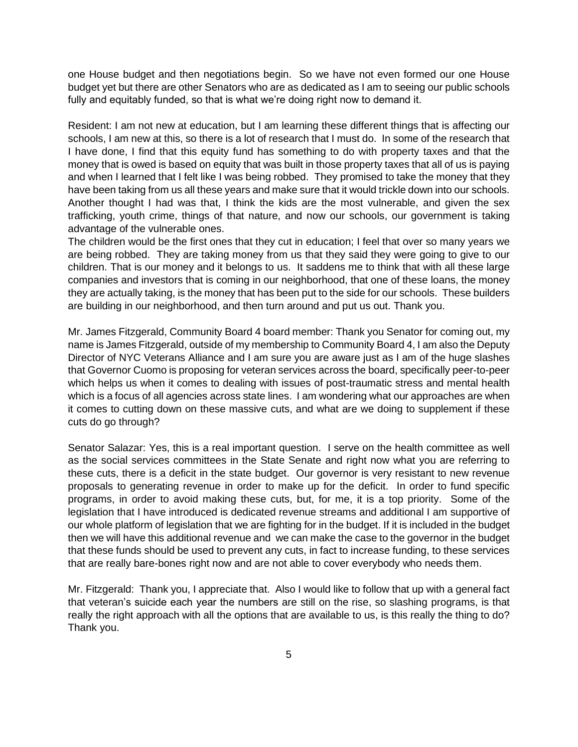one House budget and then negotiations begin. So we have not even formed our one House budget yet but there are other Senators who are as dedicated as I am to seeing our public schools fully and equitably funded, so that is what we're doing right now to demand it.

Resident: I am not new at education, but I am learning these different things that is affecting our schools, I am new at this, so there is a lot of research that I must do. In some of the research that I have done, I find that this equity fund has something to do with property taxes and that the money that is owed is based on equity that was built in those property taxes that all of us is paying and when I learned that I felt like I was being robbed. They promised to take the money that they have been taking from us all these years and make sure that it would trickle down into our schools. Another thought I had was that, I think the kids are the most vulnerable, and given the sex trafficking, youth crime, things of that nature, and now our schools, our government is taking advantage of the vulnerable ones.
The children would be the first ones that they cut in education; I feel that over so many years we are being robbed. They are taking money from us that they said they were going to give to our children. That is our money and it belongs to us. It saddens me to think that with all these large companies and investors that is coming in our neighborhood, that one of these loans, the money they are actually taking, is the money that has been put to the side for our schools. These builders are building in our neighborhood, and then turn around and put us out. Thank you.

Mr. James Fitzgerald, Community Board 4 board member: Thank you Senator for coming out, my name is James Fitzgerald, outside of my membership to Community Board 4, I am also the Deputy Director of NYC Veterans Alliance and I am sure you are aware just as I am of the huge slashes that Governor Cuomo is proposing for veteran services across the board, specifically peer-to-peer which helps us when it comes to dealing with issues of post-traumatic stress and mental health which is a focus of all agencies across state lines. I am wondering what our approaches are when it comes to cutting down on these massive cuts, and what are we doing to supplement if these cuts do go through?

Senator Salazar: Yes, this is a real important question. I serve on the health committee as well as the social services committees in the State Senate and right now what you are referring to these cuts, there is a deficit in the state budget. Our governor is very resistant to new revenue proposals to generating revenue in order to make up for the deficit. In order to fund specific programs, in order to avoid making these cuts, but, for me, it is a top priority. Some of the legislation that I have introduced is dedicated revenue streams and additional I am supportive of our whole platform of legislation that we are fighting for in the budget. If it is included in the budget then we will have this additional revenue and we can make the case to the governor in the budget that these funds should be used to prevent any cuts, in fact to increase funding, to these services that are really bare-bones right now and are not able to cover everybody who needs them.

Mr. Fitzgerald: Thank you, I appreciate that. Also I would like to follow that up with a general fact that veteran's suicide each year the numbers are still on the rise, so slashing programs, is that really the right approach with all the options that are available to us, is this really the thing to do? Thank you.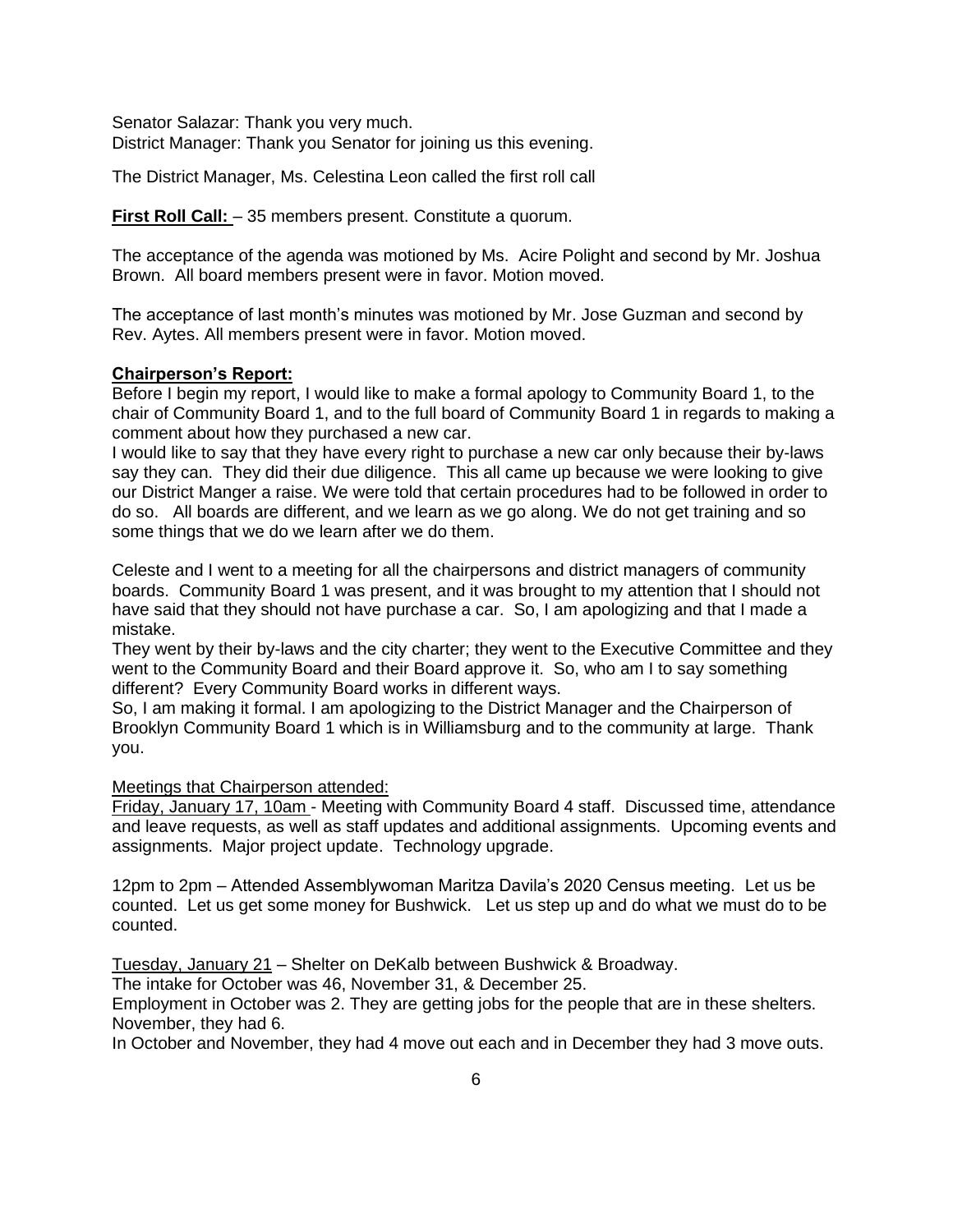Senator Salazar: Thank you very much.
District Manager: Thank you Senator for joining us this evening.

The District Manager, Ms. Celestina Leon called the first roll call

**First Roll Call:** – 35 members present. Constitute a quorum.

The acceptance of the agenda was motioned by Ms. Acire Polight and second by Mr. Joshua Brown. All board members present were in favor. Motion moved.

The acceptance of last month's minutes was motioned by Mr. Jose Guzman and second by Rev. Aytes. All members present were in favor. Motion moved.

**Chairperson's Report:**

Before I begin my report, I would like to make a formal apology to Community Board 1, to the chair of Community Board 1, and to the full board of Community Board 1 in regards to making a comment about how they purchased a new car.

I would like to say that they have every right to purchase a new car only because their by-laws say they can. They did their due diligence. This all came up because we were looking to give our District Manger a raise. We were told that certain procedures had to be followed in order to do so. All boards are different, and we learn as we go along. We do not get training and so some things that we do we learn after we do them.

Celeste and I went to a meeting for all the chairpersons and district managers of community boards. Community Board 1 was present, and it was brought to my attention that I should not have said that they should not have purchase a car. So, I am apologizing and that I made a mistake.

They went by their by-laws and the city charter; they went to the Executive Committee and they went to the Community Board and their Board approve it. So, who am I to say something different? Every Community Board works in different ways.

So, I am making it formal. I am apologizing to the District Manager and the Chairperson of Brooklyn Community Board 1 which is in Williamsburg and to the community at large. Thank you.

Meetings that Chairperson attended:

Friday, January 17, 10am - Meeting with Community Board 4 staff. Discussed time, attendance and leave requests, as well as staff updates and additional assignments. Upcoming events and assignments. Major project update. Technology upgrade.

12pm to 2pm – Attended Assemblywoman Maritza Davila's 2020 Census meeting. Let us be counted. Let us get some money for Bushwick. Let us step up and do what we must do to be counted.

Tuesday, January 21 – Shelter on DeKalb between Bushwick & Broadway.
The intake for October was 46, November 31, & December 25.
Employment in October was 2. They are getting jobs for the people that are in these shelters. November, they had 6.
In October and November, they had 4 move out each and in December they had 3 move outs.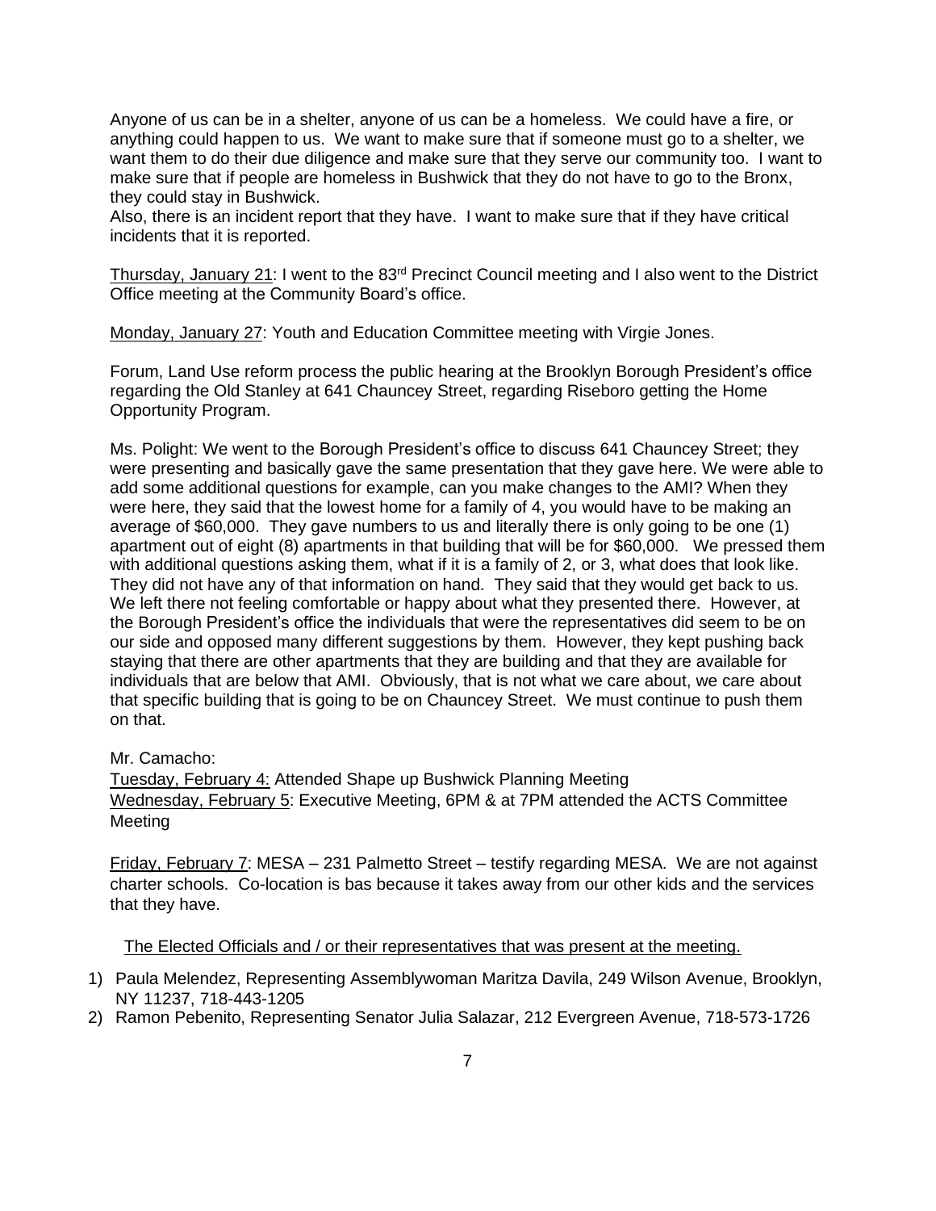Anyone of us can be in a shelter, anyone of us can be a homeless. We could have a fire, or anything could happen to us. We want to make sure that if someone must go to a shelter, we want them to do their due diligence and make sure that they serve our community too. I want to make sure that if people are homeless in Bushwick that they do not have to go to the Bronx, they could stay in Bushwick.
Also, there is an incident report that they have. I want to make sure that if they have critical incidents that it is reported.

<u>Thursday, January 21</u>: I went to the 83rd Precinct Council meeting and I also went to the District Office meeting at the Community Board's office.

<u>Monday, January 27</u>: Youth and Education Committee meeting with Virgie Jones.

Forum, Land Use reform process the public hearing at the Brooklyn Borough President's office regarding the Old Stanley at 641 Chauncey Street, regarding Riseboro getting the Home Opportunity Program.

Ms. Polight: We went to the Borough President's office to discuss 641 Chauncey Street; they were presenting and basically gave the same presentation that they gave here. We were able to add some additional questions for example, can you make changes to the AMI? When they were here, they said that the lowest home for a family of 4, you would have to be making an average of $60,000. They gave numbers to us and literally there is only going to be one (1) apartment out of eight (8) apartments in that building that will be for $60,000. We pressed them with additional questions asking them, what if it is a family of 2, or 3, what does that look like. They did not have any of that information on hand. They said that they would get back to us. We left there not feeling comfortable or happy about what they presented there. However, at the Borough President's office the individuals that were the representatives did seem to be on our side and opposed many different suggestions by them. However, they kept pushing back staying that there are other apartments that they are building and that they are available for individuals that are below that AMI. Obviously, that is not what we care about, we care about that specific building that is going to be on Chauncey Street. We must continue to push them on that.

Mr. Camacho:
<u>Tuesday, February 4:</u> Attended Shape up Bushwick Planning Meeting
<u>Wednesday, February 5</u>: Executive Meeting, 6PM & at 7PM attended the ACTS Committee Meeting

<u>Friday, February 7</u>: MESA – 231 Palmetto Street – testify regarding MESA. We are not against charter schools. Co-location is bas because it takes away from our other kids and the services that they have.

<u>The Elected Officials and / or their representatives that was present at the meeting.</u>

1) Paula Melendez, Representing Assemblywoman Maritza Davila, 249 Wilson Avenue, Brooklyn, NY 11237, 718-443-1205
2) Ramon Pebenito, Representing Senator Julia Salazar, 212 Evergreen Avenue, 718-573-1726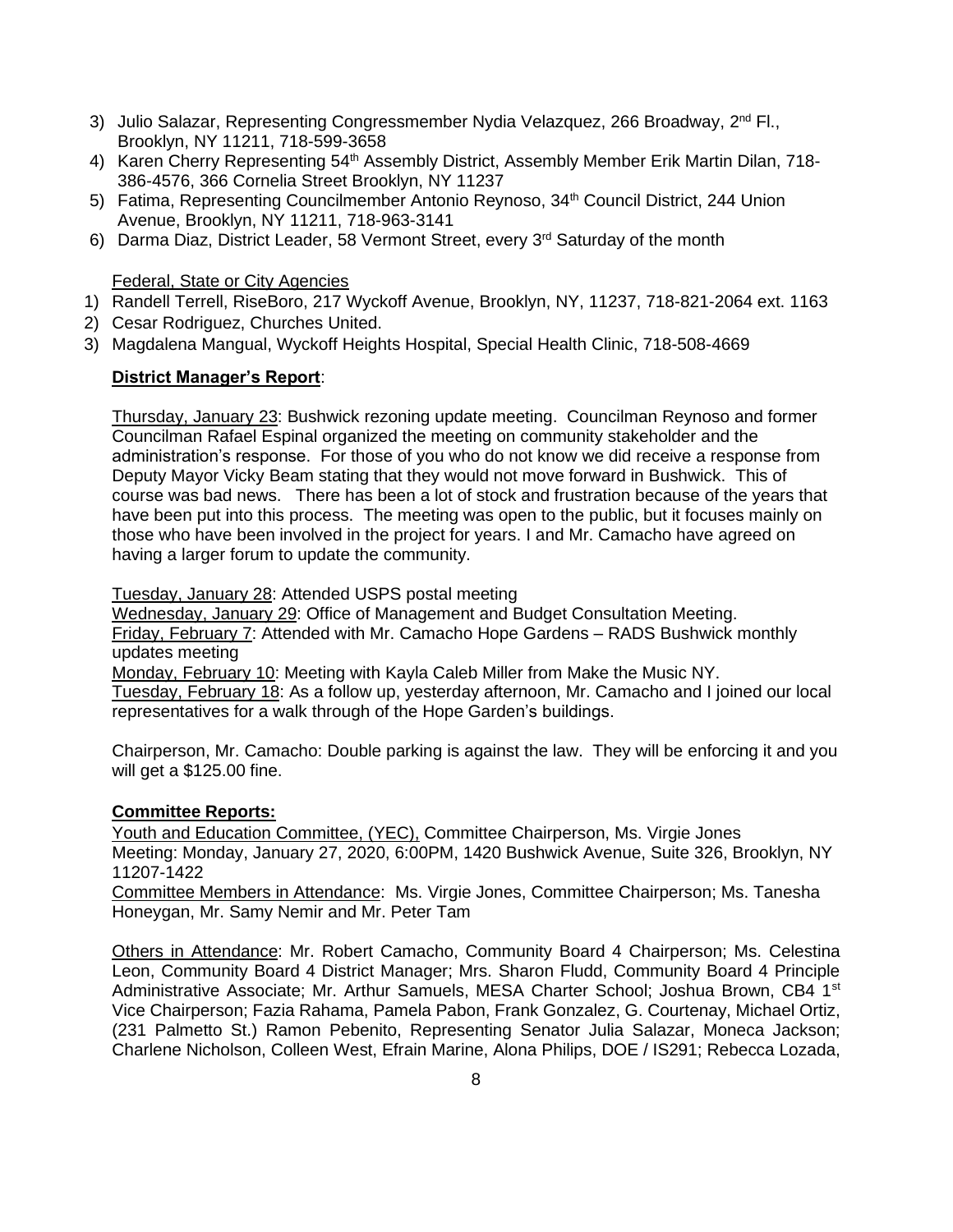3) Julio Salazar, Representing Congressmember Nydia Velazquez, 266 Broadway, 2nd Fl., Brooklyn, NY 11211, 718-599-3658
4) Karen Cherry Representing 54th Assembly District, Assembly Member Erik Martin Dilan, 718-386-4576, 366 Cornelia Street Brooklyn, NY 11237
5) Fatima, Representing Councilmember Antonio Reynoso, 34th Council District, 244 Union Avenue, Brooklyn, NY 11211, 718-963-3141
6) Darma Diaz, District Leader, 58 Vermont Street, every 3rd Saturday of the month

Federal, State or City Agencies

1) Randell Terrell, RiseBoro, 217 Wyckoff Avenue, Brooklyn, NY, 11237, 718-821-2064 ext. 1163
2) Cesar Rodriguez, Churches United.
3) Magdalena Mangual, Wyckoff Heights Hospital, Special Health Clinic, 718-508-4669

**District Manager's Report**:

Thursday, January 23: Bushwick rezoning update meeting. Councilman Reynoso and former Councilman Rafael Espinal organized the meeting on community stakeholder and the administration's response. For those of you who do not know we did receive a response from Deputy Mayor Vicky Beam stating that they would not move forward in Bushwick. This of course was bad news. There has been a lot of stock and frustration because of the years that have been put into this process. The meeting was open to the public, but it focuses mainly on those who have been involved in the project for years. I and Mr. Camacho have agreed on having a larger forum to update the community.

Tuesday, January 28: Attended USPS postal meeting
Wednesday, January 29: Office of Management and Budget Consultation Meeting.
Friday, February 7: Attended with Mr. Camacho Hope Gardens – RADS Bushwick monthly updates meeting
Monday, February 10: Meeting with Kayla Caleb Miller from Make the Music NY.
Tuesday, February 18: As a follow up, yesterday afternoon, Mr. Camacho and I joined our local representatives for a walk through of the Hope Garden's buildings.

Chairperson, Mr. Camacho: Double parking is against the law. They will be enforcing it and you will get a $125.00 fine.

**Committee Reports:**

Youth and Education Committee, (YEC), Committee Chairperson, Ms. Virgie Jones
Meeting: Monday, January 27, 2020, 6:00PM, 1420 Bushwick Avenue, Suite 326, Brooklyn, NY 11207-1422
Committee Members in Attendance: Ms. Virgie Jones, Committee Chairperson; Ms. Tanesha Honeygan, Mr. Samy Nemir and Mr. Peter Tam

Others in Attendance: Mr. Robert Camacho, Community Board 4 Chairperson; Ms. Celestina Leon, Community Board 4 District Manager; Mrs. Sharon Fludd, Community Board 4 Principle Administrative Associate; Mr. Arthur Samuels, MESA Charter School; Joshua Brown, CB4 1st Vice Chairperson; Fazia Rahama, Pamela Pabon, Frank Gonzalez, G. Courtenay, Michael Ortiz, (231 Palmetto St.) Ramon Pebenito, Representing Senator Julia Salazar, Moneca Jackson; Charlene Nicholson, Colleen West, Efrain Marine, Alona Philips, DOE / IS291; Rebecca Lozada,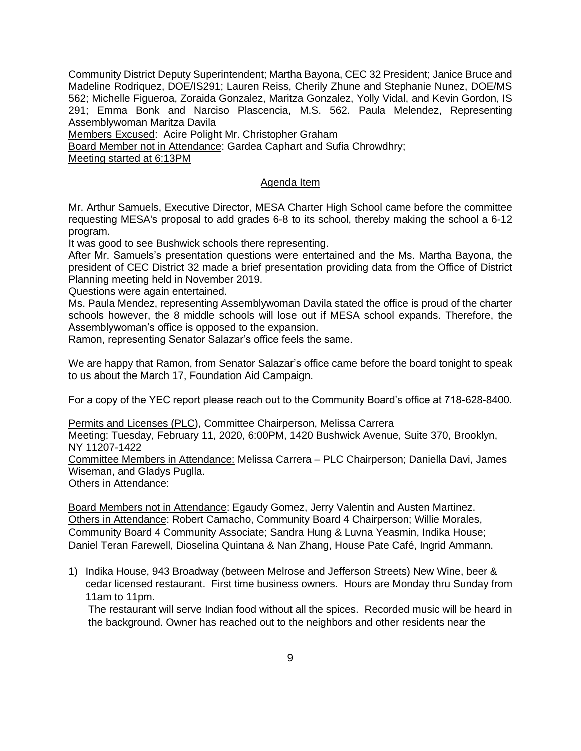Community District Deputy Superintendent; Martha Bayona, CEC 32 President; Janice Bruce and Madeline Rodriquez, DOE/IS291; Lauren Reiss, Cherily Zhune and Stephanie Nunez, DOE/MS 562; Michelle Figueroa, Zoraida Gonzalez, Maritza Gonzalez, Yolly Vidal, and Kevin Gordon, IS 291; Emma Bonk and Narciso Plascencia, M.S. 562. Paula Melendez, Representing Assemblywoman Maritza Davila

<u>Members Excused</u>: Acire Polight Mr. Christopher Graham

<u>Board Member not in Attendance</u>: Gardea Caphart and Sufia Chrowdhry;

<u>Meeting started at 6:13PM</u>

<u>Agenda Item</u>

Mr. Arthur Samuels, Executive Director, MESA Charter High School came before the committee requesting MESA's proposal to add grades 6-8 to its school, thereby making the school a 6-12 program.

It was good to see Bushwick schools there representing.

After Mr. Samuels's presentation questions were entertained and the Ms. Martha Bayona, the president of CEC District 32 made a brief presentation providing data from the Office of District Planning meeting held in November 2019.

Questions were again entertained.

Ms. Paula Mendez, representing Assemblywoman Davila stated the office is proud of the charter schools however, the 8 middle schools will lose out if MESA school expands. Therefore, the Assemblywoman's office is opposed to the expansion.

Ramon, representing Senator Salazar's office feels the same.

We are happy that Ramon, from Senator Salazar's office came before the board tonight to speak to us about the March 17, Foundation Aid Campaign.

For a copy of the YEC report please reach out to the Community Board's office at 718-628-8400.

<u>Permits and Licenses (PLC</u>), Committee Chairperson, Melissa Carrera

Meeting: Tuesday, February 11, 2020, 6:00PM, 1420 Bushwick Avenue, Suite 370, Brooklyn, NY 11207-1422

<u>Committee Members in Attendance:</u> Melissa Carrera – PLC Chairperson; Daniella Davi, James Wiseman, and Gladys Puglla.

Others in Attendance:

<u>Board Members not in Attendance</u>: Egaudy Gomez, Jerry Valentin and Austen Martinez.

<u>Others in Attendance</u>: Robert Camacho, Community Board 4 Chairperson; Willie Morales, Community Board 4 Community Associate; Sandra Hung & Luvna Yeasmin, Indika House; Daniel Teran Farewell, Dioselina Quintana & Nan Zhang, House Pate Café, Ingrid Ammann.

1) Indika House, 943 Broadway (between Melrose and Jefferson Streets) New Wine, beer & cedar licensed restaurant. First time business owners. Hours are Monday thru Sunday from 11am to 11pm.

   The restaurant will serve Indian food without all the spices. Recorded music will be heard in the background. Owner has reached out to the neighbors and other residents near the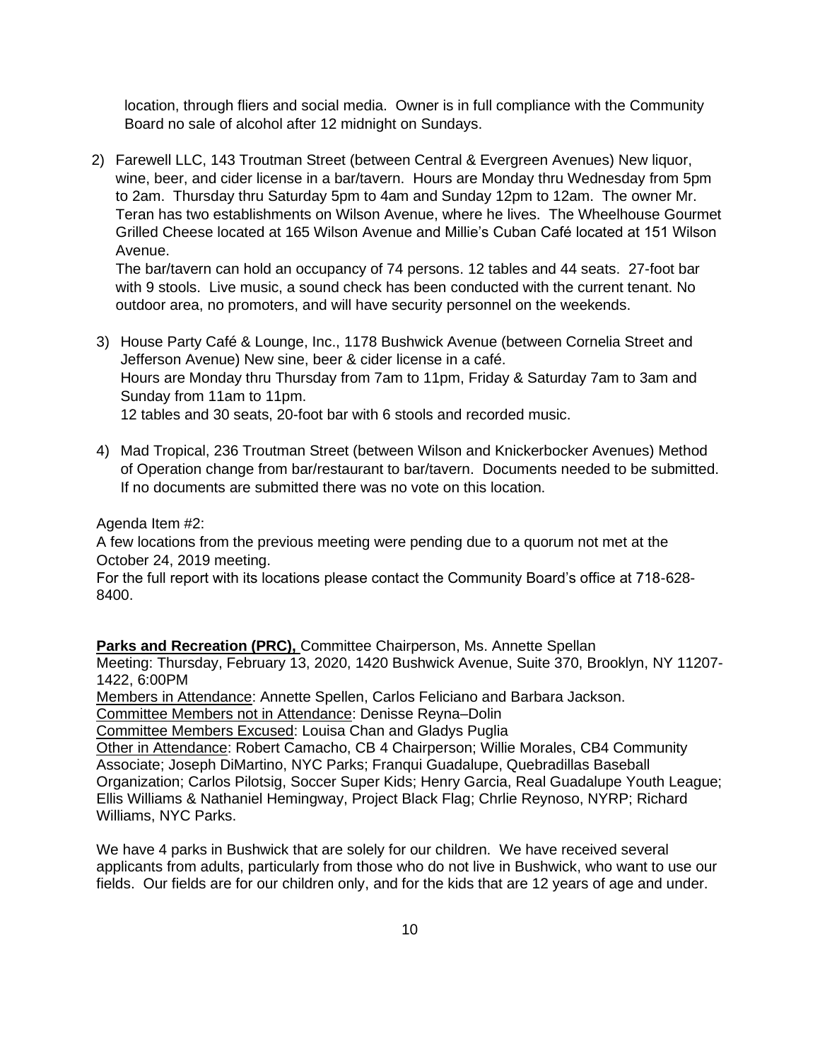location, through fliers and social media. Owner is in full compliance with the Community Board no sale of alcohol after 12 midnight on Sundays.

2) Farewell LLC, 143 Troutman Street (between Central & Evergreen Avenues) New liquor, wine, beer, and cider license in a bar/tavern. Hours are Monday thru Wednesday from 5pm to 2am. Thursday thru Saturday 5pm to 4am and Sunday 12pm to 12am. The owner Mr. Teran has two establishments on Wilson Avenue, where he lives. The Wheelhouse Gourmet Grilled Cheese located at 165 Wilson Avenue and Millie's Cuban Café located at 151 Wilson Avenue.

   The bar/tavern can hold an occupancy of 74 persons. 12 tables and 44 seats. 27-foot bar with 9 stools. Live music, a sound check has been conducted with the current tenant. No outdoor area, no promoters, and will have security personnel on the weekends.

3) House Party Café & Lounge, Inc., 1178 Bushwick Avenue (between Cornelia Street and Jefferson Avenue) New sine, beer & cider license in a café.
   Hours are Monday thru Thursday from 7am to 11pm, Friday & Saturday 7am to 3am and Sunday from 11am to 11pm.
   12 tables and 30 seats, 20-foot bar with 6 stools and recorded music.

4) Mad Tropical, 236 Troutman Street (between Wilson and Knickerbocker Avenues) Method of Operation change from bar/restaurant to bar/tavern. Documents needed to be submitted. If no documents are submitted there was no vote on this location.

Agenda Item #2:
A few locations from the previous meeting were pending due to a quorum not met at the October 24, 2019 meeting.
For the full report with its locations please contact the Community Board's office at 718-628-8400.

**Parks and Recreation (PRC),** Committee Chairperson, Ms. Annette Spellan
Meeting: Thursday, February 13, 2020, 1420 Bushwick Avenue, Suite 370, Brooklyn, NY 11207-1422, 6:00PM
Members in Attendance: Annette Spellen, Carlos Feliciano and Barbara Jackson.
Committee Members not in Attendance: Denisse Reyna–Dolin
Committee Members Excused: Louisa Chan and Gladys Puglia
Other in Attendance: Robert Camacho, CB 4 Chairperson; Willie Morales, CB4 Community Associate; Joseph DiMartino, NYC Parks; Franqui Guadalupe, Quebradillas Baseball Organization; Carlos Pilotsig, Soccer Super Kids; Henry Garcia, Real Guadalupe Youth League; Ellis Williams & Nathaniel Hemingway, Project Black Flag; Chrlie Reynoso, NYRP; Richard Williams, NYC Parks.

We have 4 parks in Bushwick that are solely for our children. We have received several applicants from adults, particularly from those who do not live in Bushwick, who want to use our fields. Our fields are for our children only, and for the kids that are 12 years of age and under.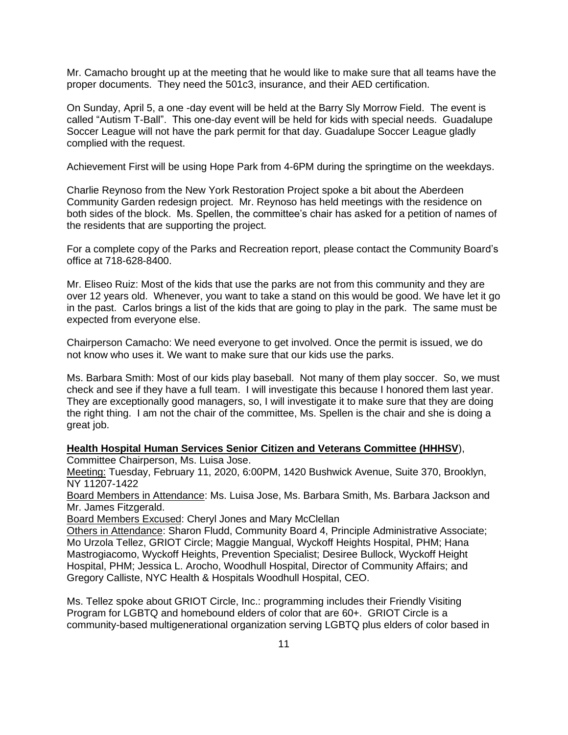Mr. Camacho brought up at the meeting that he would like to make sure that all teams have the proper documents. They need the 501c3, insurance, and their AED certification.

On Sunday, April 5, a one -day event will be held at the Barry Sly Morrow Field. The event is called "Autism T-Ball". This one-day event will be held for kids with special needs. Guadalupe Soccer League will not have the park permit for that day. Guadalupe Soccer League gladly complied with the request.

Achievement First will be using Hope Park from 4-6PM during the springtime on the weekdays.

Charlie Reynoso from the New York Restoration Project spoke a bit about the Aberdeen Community Garden redesign project. Mr. Reynoso has held meetings with the residence on both sides of the block. Ms. Spellen, the committee's chair has asked for a petition of names of the residents that are supporting the project.

For a complete copy of the Parks and Recreation report, please contact the Community Board's office at 718-628-8400.

Mr. Eliseo Ruiz: Most of the kids that use the parks are not from this community and they are over 12 years old. Whenever, you want to take a stand on this would be good. We have let it go in the past. Carlos brings a list of the kids that are going to play in the park. The same must be expected from everyone else.

Chairperson Camacho: We need everyone to get involved. Once the permit is issued, we do not know who uses it. We want to make sure that our kids use the parks.

Ms. Barbara Smith: Most of our kids play baseball. Not many of them play soccer. So, we must check and see if they have a full team. I will investigate this because I honored them last year. They are exceptionally good managers, so, I will investigate it to make sure that they are doing the right thing. I am not the chair of the committee, Ms. Spellen is the chair and she is doing a great job.

**Health Hospital Human Services Senior Citizen and Veterans Committee (HHHSV**), Committee Chairperson, Ms. Luisa Jose.

Meeting: Tuesday, February 11, 2020, 6:00PM, 1420 Bushwick Avenue, Suite 370, Brooklyn, NY 11207-1422

Board Members in Attendance: Ms. Luisa Jose, Ms. Barbara Smith, Ms. Barbara Jackson and Mr. James Fitzgerald.

Board Members Excused: Cheryl Jones and Mary McClellan

Others in Attendance: Sharon Fludd, Community Board 4, Principle Administrative Associate; Mo Urzola Tellez, GRIOT Circle; Maggie Mangual, Wyckoff Heights Hospital, PHM; Hana Mastrogiacomo, Wyckoff Heights, Prevention Specialist; Desiree Bullock, Wyckoff Height Hospital, PHM; Jessica L. Arocho, Woodhull Hospital, Director of Community Affairs; and Gregory Calliste, NYC Health & Hospitals Woodhull Hospital, CEO.

Ms. Tellez spoke about GRIOT Circle, Inc.: programming includes their Friendly Visiting Program for LGBTQ and homebound elders of color that are 60+. GRIOT Circle is a community-based multigenerational organization serving LGBTQ plus elders of color based in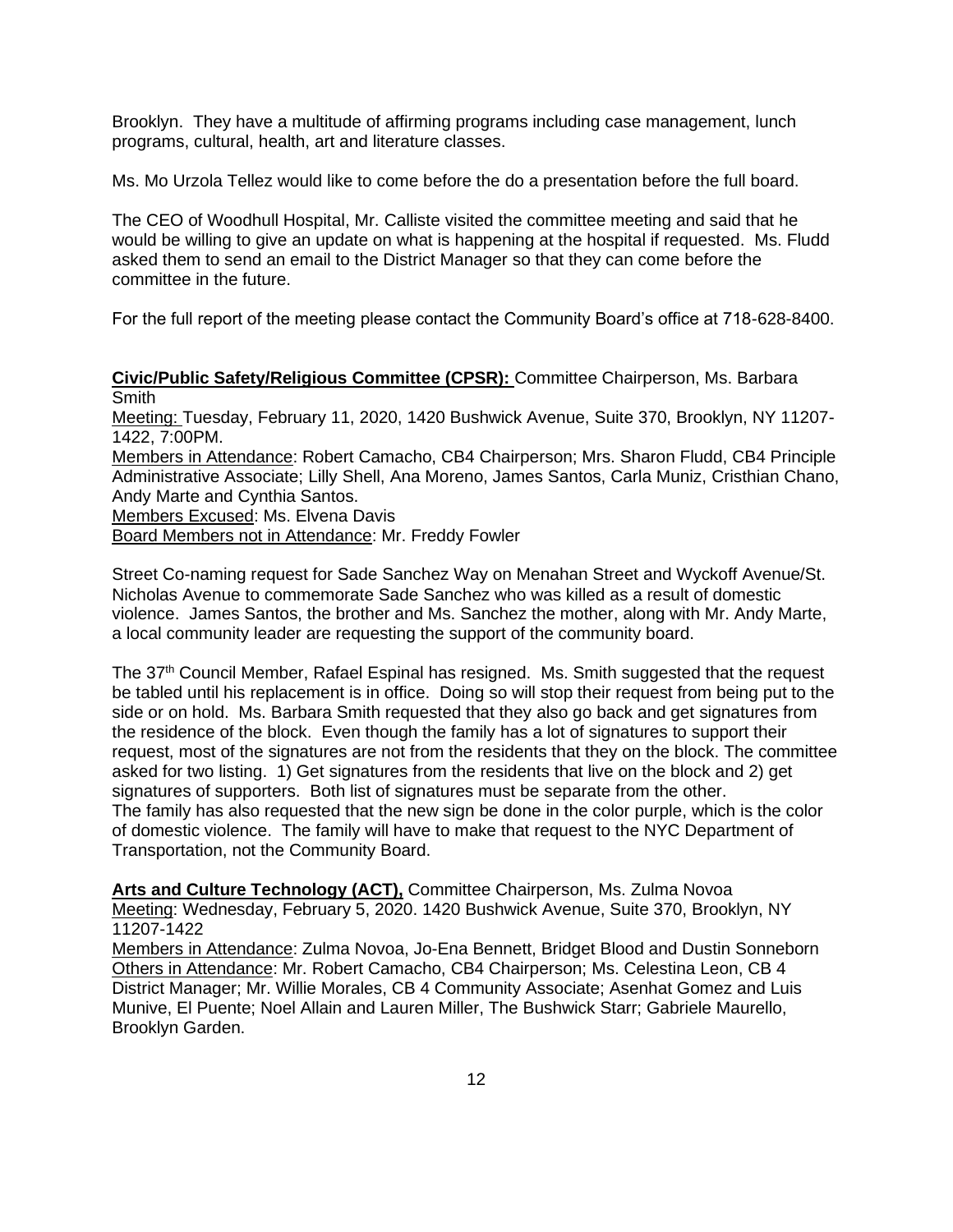Brooklyn. They have a multitude of affirming programs including case management, lunch programs, cultural, health, art and literature classes.

Ms. Mo Urzola Tellez would like to come before the do a presentation before the full board.

The CEO of Woodhull Hospital, Mr. Calliste visited the committee meeting and said that he would be willing to give an update on what is happening at the hospital if requested. Ms. Fludd asked them to send an email to the District Manager so that they can come before the committee in the future.

For the full report of the meeting please contact the Community Board's office at 718-628-8400.

**<u>Civic/Public Safety/Religious Committee (CPSR):</u>** Committee Chairperson, Ms. Barbara Smith
<u>Meeting:</u> Tuesday, February 11, 2020, 1420 Bushwick Avenue, Suite 370, Brooklyn, NY 11207-1422, 7:00PM.
<u>Members in Attendance</u>: Robert Camacho, CB4 Chairperson; Mrs. Sharon Fludd, CB4 Principle Administrative Associate; Lilly Shell, Ana Moreno, James Santos, Carla Muniz, Cristhian Chano, Andy Marte and Cynthia Santos.
<u>Members Excused</u>: Ms. Elvena Davis
<u>Board Members not in Attendance</u>: Mr. Freddy Fowler

Street Co-naming request for Sade Sanchez Way on Menahan Street and Wyckoff Avenue/St. Nicholas Avenue to commemorate Sade Sanchez who was killed as a result of domestic violence. James Santos, the brother and Ms. Sanchez the mother, along with Mr. Andy Marte, a local community leader are requesting the support of the community board.

The 37th Council Member, Rafael Espinal has resigned. Ms. Smith suggested that the request be tabled until his replacement is in office. Doing so will stop their request from being put to the side or on hold. Ms. Barbara Smith requested that they also go back and get signatures from the residence of the block. Even though the family has a lot of signatures to support their request, most of the signatures are not from the residents that they on the block. The committee asked for two listing. 1) Get signatures from the residents that live on the block and 2) get signatures of supporters. Both list of signatures must be separate from the other.
The family has also requested that the new sign be done in the color purple, which is the color of domestic violence. The family will have to make that request to the NYC Department of Transportation, not the Community Board.

**<u>Arts and Culture Technology (ACT),</u>** Committee Chairperson, Ms. Zulma Novoa
<u>Meeting</u>: Wednesday, February 5, 2020. 1420 Bushwick Avenue, Suite 370, Brooklyn, NY 11207-1422
<u>Members in Attendance</u>: Zulma Novoa, Jo-Ena Bennett, Bridget Blood and Dustin Sonneborn
<u>Others in Attendance</u>: Mr. Robert Camacho, CB4 Chairperson; Ms. Celestina Leon, CB 4 District Manager; Mr. Willie Morales, CB 4 Community Associate; Asenhat Gomez and Luis Munive, El Puente; Noel Allain and Lauren Miller, The Bushwick Starr; Gabriele Maurello, Brooklyn Garden.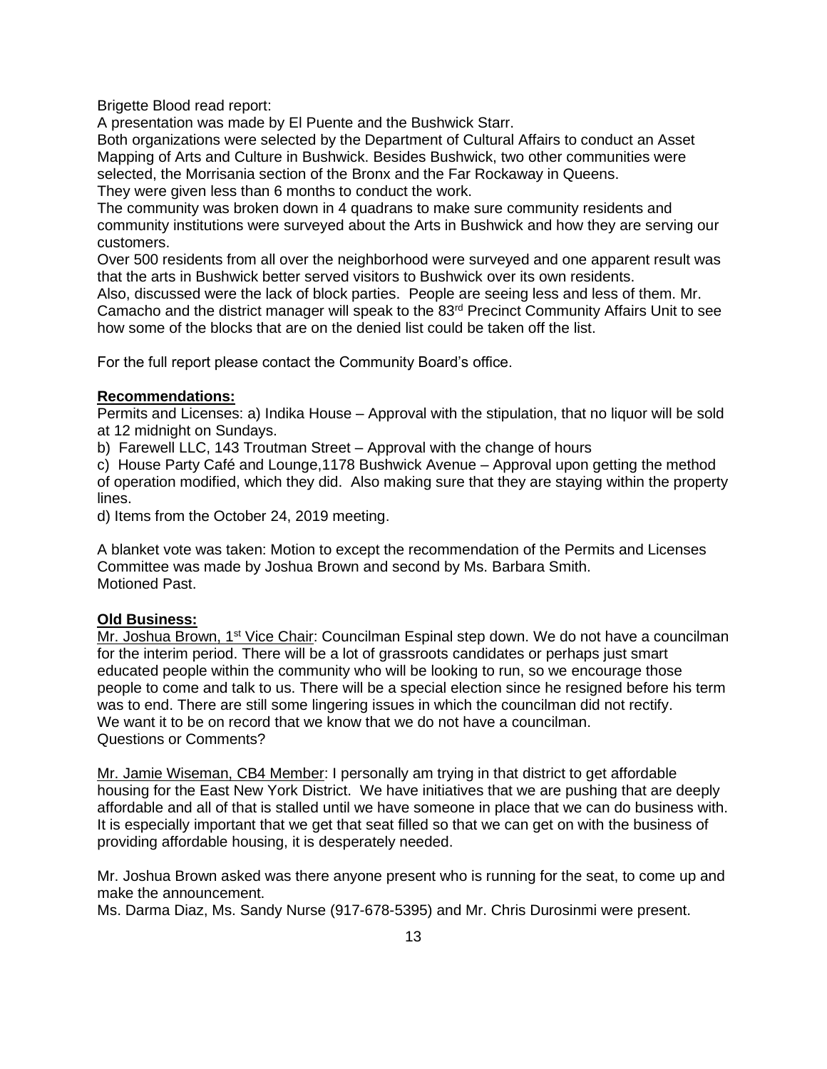Brigette Blood read report:

A presentation was made by El Puente and the Bushwick Starr.

Both organizations were selected by the Department of Cultural Affairs to conduct an Asset Mapping of Arts and Culture in Bushwick. Besides Bushwick, two other communities were selected, the Morrisania section of the Bronx and the Far Rockaway in Queens.

They were given less than 6 months to conduct the work.

The community was broken down in 4 quadrans to make sure community residents and community institutions were surveyed about the Arts in Bushwick and how they are serving our customers.

Over 500 residents from all over the neighborhood were surveyed and one apparent result was that the arts in Bushwick better served visitors to Bushwick over its own residents.

Also, discussed were the lack of block parties. People are seeing less and less of them. Mr. Camacho and the district manager will speak to the 83rd Precinct Community Affairs Unit to see how some of the blocks that are on the denied list could be taken off the list.

For the full report please contact the Community Board's office.

**Recommendations:**

Permits and Licenses: a) Indika House – Approval with the stipulation, that no liquor will be sold at 12 midnight on Sundays.

b) Farewell LLC, 143 Troutman Street – Approval with the change of hours

c) House Party Café and Lounge,1178 Bushwick Avenue – Approval upon getting the method of operation modified, which they did. Also making sure that they are staying within the property lines.

d) Items from the October 24, 2019 meeting.

A blanket vote was taken: Motion to except the recommendation of the Permits and Licenses Committee was made by Joshua Brown and second by Ms. Barbara Smith.
Motioned Past.

**Old Business:**

Mr. Joshua Brown, 1st Vice Chair: Councilman Espinal step down. We do not have a councilman for the interim period. There will be a lot of grassroots candidates or perhaps just smart educated people within the community who will be looking to run, so we encourage those people to come and talk to us. There will be a special election since he resigned before his term was to end. There are still some lingering issues in which the councilman did not rectify. We want it to be on record that we know that we do not have a councilman.
Questions or Comments?

Mr. Jamie Wiseman, CB4 Member: I personally am trying in that district to get affordable housing for the East New York District. We have initiatives that we are pushing that are deeply affordable and all of that is stalled until we have someone in place that we can do business with. It is especially important that we get that seat filled so that we can get on with the business of providing affordable housing, it is desperately needed.

Mr. Joshua Brown asked was there anyone present who is running for the seat, to come up and make the announcement.

Ms. Darma Diaz, Ms. Sandy Nurse (917-678-5395) and Mr. Chris Durosinmi were present.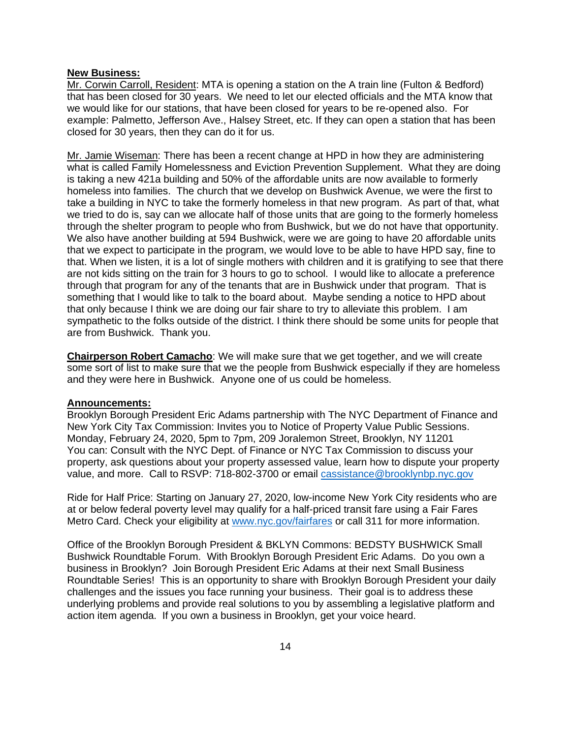**New Business:**

Mr. Corwin Carroll, Resident: MTA is opening a station on the A train line (Fulton & Bedford) that has been closed for 30 years. We need to let our elected officials and the MTA know that we would like for our stations, that have been closed for years to be re-opened also. For example: Palmetto, Jefferson Ave., Halsey Street, etc. If they can open a station that has been closed for 30 years, then they can do it for us.

Mr. Jamie Wiseman: There has been a recent change at HPD in how they are administering what is called Family Homelessness and Eviction Prevention Supplement. What they are doing is taking a new 421a building and 50% of the affordable units are now available to formerly homeless into families. The church that we develop on Bushwick Avenue, we were the first to take a building in NYC to take the formerly homeless in that new program. As part of that, what we tried to do is, say can we allocate half of those units that are going to the formerly homeless through the shelter program to people who from Bushwick, but we do not have that opportunity. We also have another building at 594 Bushwick, were we are going to have 20 affordable units that we expect to participate in the program, we would love to be able to have HPD say, fine to that. When we listen, it is a lot of single mothers with children and it is gratifying to see that there are not kids sitting on the train for 3 hours to go to school. I would like to allocate a preference through that program for any of the tenants that are in Bushwick under that program. That is something that I would like to talk to the board about. Maybe sending a notice to HPD about that only because I think we are doing our fair share to try to alleviate this problem. I am sympathetic to the folks outside of the district. I think there should be some units for people that are from Bushwick. Thank you.

**Chairperson Robert Camacho**: We will make sure that we get together, and we will create some sort of list to make sure that we the people from Bushwick especially if they are homeless and they were here in Bushwick. Anyone one of us could be homeless.

**Announcements:**

Brooklyn Borough President Eric Adams partnership with The NYC Department of Finance and New York City Tax Commission: Invites you to Notice of Property Value Public Sessions. Monday, February 24, 2020, 5pm to 7pm, 209 Joralemon Street, Brooklyn, NY 11201
You can: Consult with the NYC Dept. of Finance or NYC Tax Commission to discuss your property, ask questions about your property assessed value, learn how to dispute your property value, and more. Call to RSVP: 718-802-3700 or email cassistance@brooklynbp.nyc.gov

Ride for Half Price: Starting on January 27, 2020, low-income New York City residents who are at or below federal poverty level may qualify for a half-priced transit fare using a Fair Fares Metro Card. Check your eligibility at www.nyc.gov/fairfares or call 311 for more information.

Office of the Brooklyn Borough President & BKLYN Commons: BEDSTY BUSHWICK Small Bushwick Roundtable Forum. With Brooklyn Borough President Eric Adams. Do you own a business in Brooklyn? Join Borough President Eric Adams at their next Small Business Roundtable Series! This is an opportunity to share with Brooklyn Borough President your daily challenges and the issues you face running your business. Their goal is to address these underlying problems and provide real solutions to you by assembling a legislative platform and action item agenda. If you own a business in Brooklyn, get your voice heard.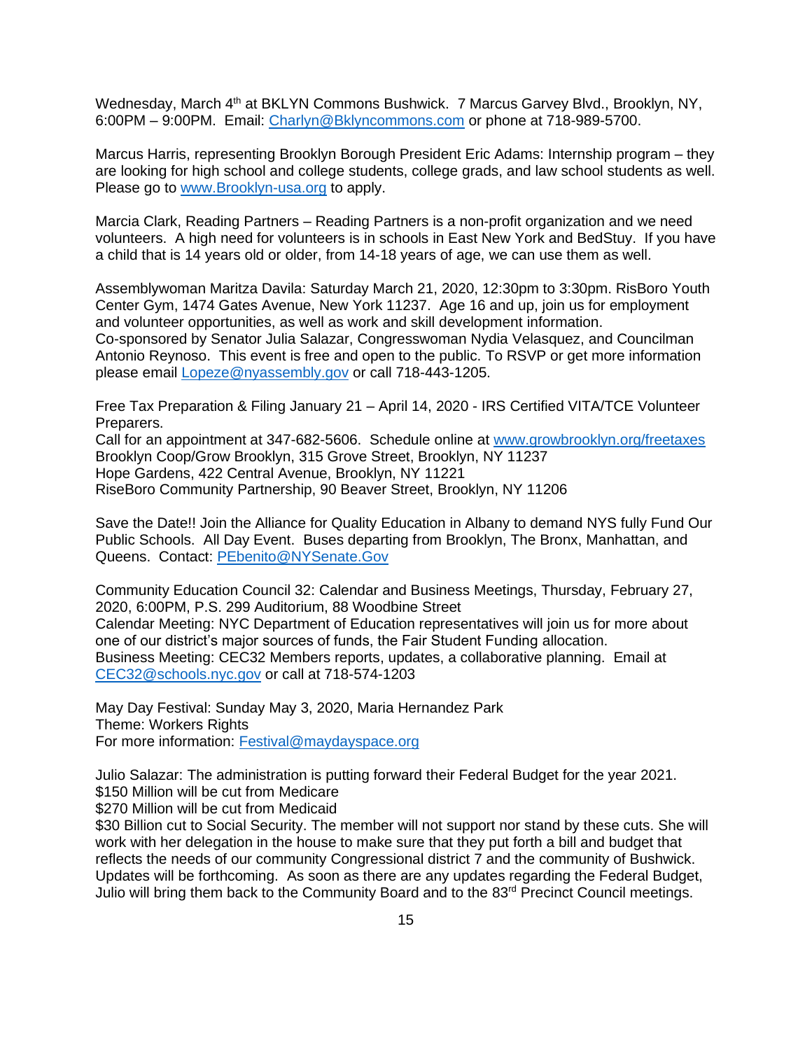Wednesday, March 4th at BKLYN Commons Bushwick. 7 Marcus Garvey Blvd., Brooklyn, NY, 6:00PM – 9:00PM. Email: Charlyn@Bklyncommons.com or phone at 718-989-5700.

Marcus Harris, representing Brooklyn Borough President Eric Adams: Internship program – they are looking for high school and college students, college grads, and law school students as well. Please go to www.Brooklyn-usa.org to apply.

Marcia Clark, Reading Partners – Reading Partners is a non-profit organization and we need volunteers. A high need for volunteers is in schools in East New York and BedStuy. If you have a child that is 14 years old or older, from 14-18 years of age, we can use them as well.

Assemblywoman Maritza Davila: Saturday March 21, 2020, 12:30pm to 3:30pm. RisBoro Youth Center Gym, 1474 Gates Avenue, New York 11237. Age 16 and up, join us for employment and volunteer opportunities, as well as work and skill development information.
Co-sponsored by Senator Julia Salazar, Congresswoman Nydia Velasquez, and Councilman Antonio Reynoso. This event is free and open to the public. To RSVP or get more information please email Lopeze@nyassembly.gov or call 718-443-1205.

Free Tax Preparation & Filing January 21 – April 14, 2020 - IRS Certified VITA/TCE Volunteer Preparers.
Call for an appointment at 347-682-5606. Schedule online at www.growbrooklyn.org/freetaxes
Brooklyn Coop/Grow Brooklyn, 315 Grove Street, Brooklyn, NY 11237
Hope Gardens, 422 Central Avenue, Brooklyn, NY 11221
RiseBoro Community Partnership, 90 Beaver Street, Brooklyn, NY 11206

Save the Date!! Join the Alliance for Quality Education in Albany to demand NYS fully Fund Our Public Schools. All Day Event. Buses departing from Brooklyn, The Bronx, Manhattan, and Queens. Contact: PEbenito@NYSenate.Gov

Community Education Council 32: Calendar and Business Meetings, Thursday, February 27, 2020, 6:00PM, P.S. 299 Auditorium, 88 Woodbine Street
Calendar Meeting: NYC Department of Education representatives will join us for more about one of our district's major sources of funds, the Fair Student Funding allocation.
Business Meeting: CEC32 Members reports, updates, a collaborative planning. Email at CEC32@schools.nyc.gov or call at 718-574-1203

May Day Festival: Sunday May 3, 2020, Maria Hernandez Park
Theme: Workers Rights
For more information: Festival@maydayspace.org

Julio Salazar: The administration is putting forward their Federal Budget for the year 2021.
$150 Million will be cut from Medicare
$270 Million will be cut from Medicaid
$30 Billion cut to Social Security. The member will not support nor stand by these cuts. She will work with her delegation in the house to make sure that they put forth a bill and budget that reflects the needs of our community Congressional district 7 and the community of Bushwick. Updates will be forthcoming. As soon as there are any updates regarding the Federal Budget, Julio will bring them back to the Community Board and to the 83rd Precinct Council meetings.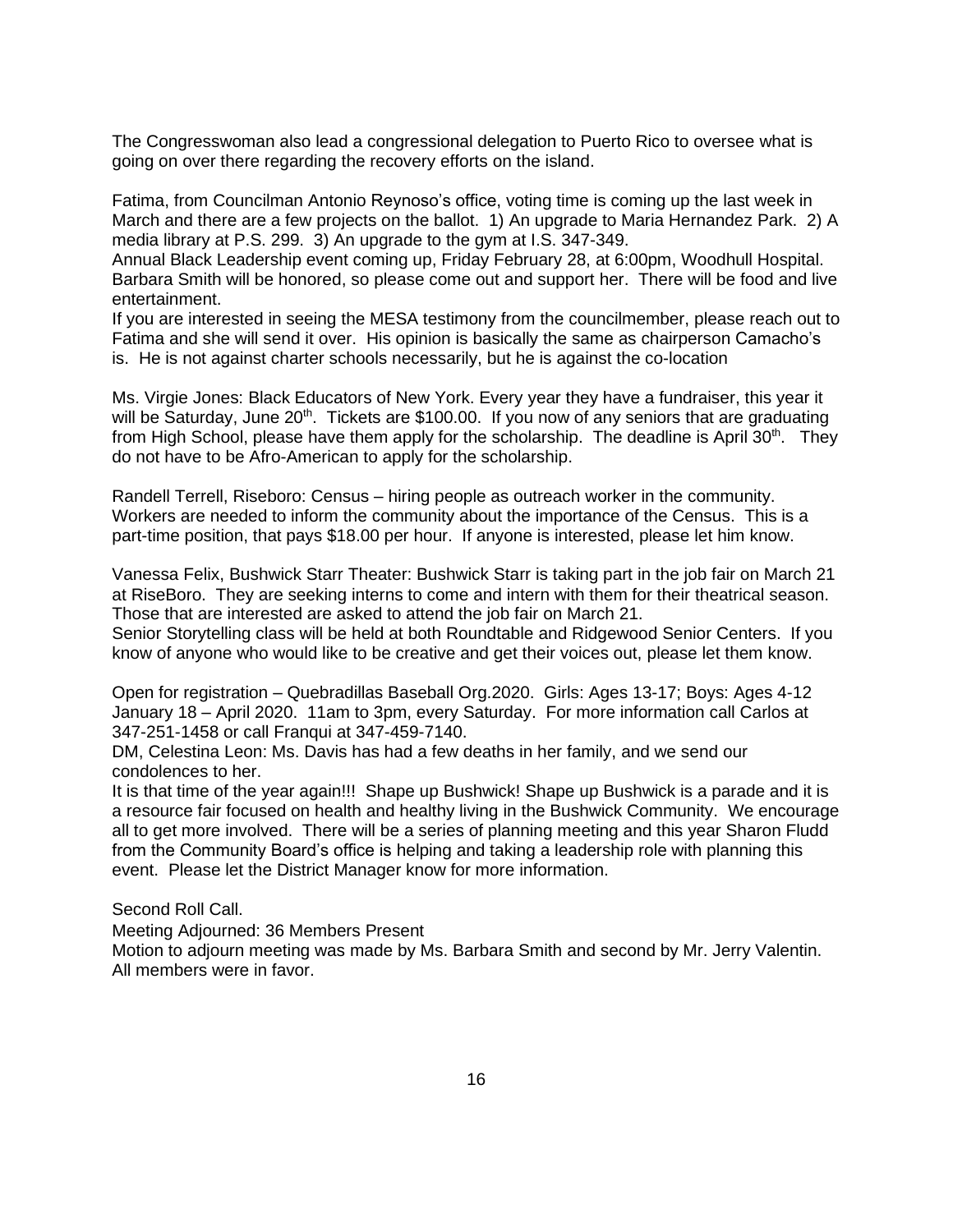The Congresswoman also lead a congressional delegation to Puerto Rico to oversee what is going on over there regarding the recovery efforts on the island.

Fatima, from Councilman Antonio Reynoso's office, voting time is coming up the last week in March and there are a few projects on the ballot. 1) An upgrade to Maria Hernandez Park. 2) A media library at P.S. 299. 3) An upgrade to the gym at I.S. 347-349.
Annual Black Leadership event coming up, Friday February 28, at 6:00pm, Woodhull Hospital. Barbara Smith will be honored, so please come out and support her. There will be food and live entertainment.
If you are interested in seeing the MESA testimony from the councilmember, please reach out to Fatima and she will send it over. His opinion is basically the same as chairperson Camacho's is. He is not against charter schools necessarily, but he is against the co-location

Ms. Virgie Jones: Black Educators of New York. Every year they have a fundraiser, this year it will be Saturday, June 20th. Tickets are $100.00. If you now of any seniors that are graduating from High School, please have them apply for the scholarship. The deadline is April 30th. They do not have to be Afro-American to apply for the scholarship.

Randell Terrell, Riseboro: Census – hiring people as outreach worker in the community. Workers are needed to inform the community about the importance of the Census. This is a part-time position, that pays $18.00 per hour. If anyone is interested, please let him know.

Vanessa Felix, Bushwick Starr Theater: Bushwick Starr is taking part in the job fair on March 21 at RiseBoro. They are seeking interns to come and intern with them for their theatrical season. Those that are interested are asked to attend the job fair on March 21.
Senior Storytelling class will be held at both Roundtable and Ridgewood Senior Centers. If you know of anyone who would like to be creative and get their voices out, please let them know.

Open for registration – Quebradillas Baseball Org.2020. Girls: Ages 13-17; Boys: Ages 4-12 January 18 – April 2020. 11am to 3pm, every Saturday. For more information call Carlos at 347-251-1458 or call Franqui at 347-459-7140.
DM, Celestina Leon: Ms. Davis has had a few deaths in her family, and we send our condolences to her.
It is that time of the year again!!! Shape up Bushwick! Shape up Bushwick is a parade and it is a resource fair focused on health and healthy living in the Bushwick Community. We encourage all to get more involved. There will be a series of planning meeting and this year Sharon Fludd from the Community Board's office is helping and taking a leadership role with planning this event. Please let the District Manager know for more information.

Second Roll Call.
Meeting Adjourned: 36 Members Present
Motion to adjourn meeting was made by Ms. Barbara Smith and second by Mr. Jerry Valentin. All members were in favor.